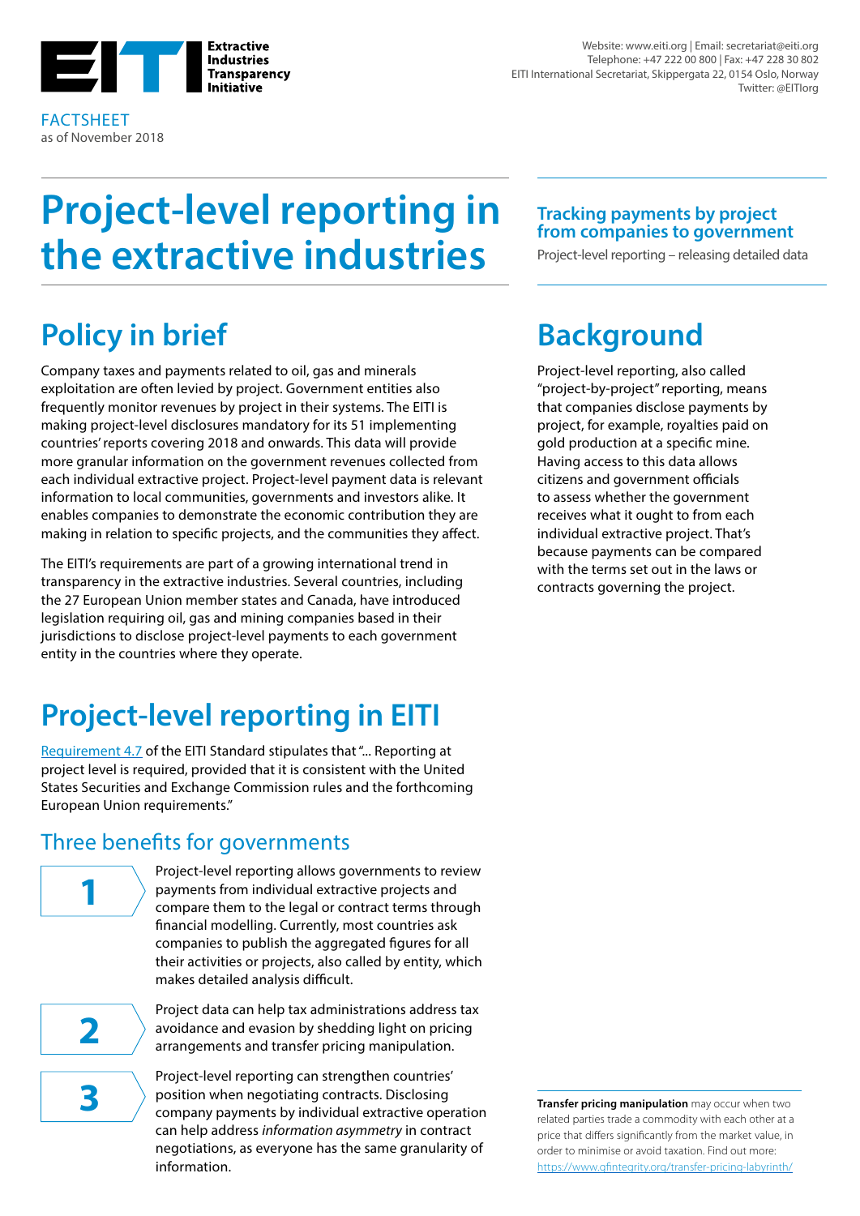Extractive Industries Transparency Initiative

Website: www.eiti.org | Email: secretariat@eiti.org
Telephone: +47 222 00 800 | Fax: +47 228 30 802
EITI International Secretariat, Skippergata 22, 0154 Oslo, Norway
Twitter: @EITIorg

FACTSHEET
as of November 2018

# Project-level reporting in the extractive industries

### Tracking payments by project from companies to government

Project-level reporting – releasing detailed data

## Policy in brief

Company taxes and payments related to oil, gas and minerals exploitation are often levied by project. Government entities also frequently monitor revenues by project in their systems. The EITI is making project-level disclosures mandatory for its 51 implementing countries' reports covering 2018 and onwards. This data will provide more granular information on the government revenues collected from each individual extractive project. Project-level payment data is relevant information to local communities, governments and investors alike. It enables companies to demonstrate the economic contribution they are making in relation to specific projects, and the communities they affect.

The EITI's requirements are part of a growing international trend in transparency in the extractive industries. Several countries, including the 27 European Union member states and Canada, have introduced legislation requiring oil, gas and mining companies based in their jurisdictions to disclose project-level payments to each government entity in the countries where they operate.

## Background

Project-level reporting, also called "project-by-project" reporting, means that companies disclose payments by project, for example, royalties paid on gold production at a specific mine. Having access to this data allows citizens and government officials to assess whether the government receives what it ought to from each individual extractive project. That's because payments can be compared with the terms set out in the laws or contracts governing the project.

## Project-level reporting in EITI

Requirement 4.7 of the EITI Standard stipulates that "... Reporting at project level is required, provided that it is consistent with the United States Securities and Exchange Commission rules and the forthcoming European Union requirements."

### Three benefits for governments

1. Project-level reporting allows governments to review payments from individual extractive projects and compare them to the legal or contract terms through financial modelling. Currently, most countries ask companies to publish the aggregated figures for all their activities or projects, also called by entity, which makes detailed analysis difficult.

2. Project data can help tax administrations address tax avoidance and evasion by shedding light on pricing arrangements and transfer pricing manipulation.

3. Project-level reporting can strengthen countries' position when negotiating contracts. Disclosing company payments by individual extractive operation can help address *information asymmetry* in contract negotiations, as everyone has the same granularity of information.

**Transfer pricing manipulation** may occur when two related parties trade a commodity with each other at a price that differs significantly from the market value, in order to minimise or avoid taxation. Find out more: https://www.gfintegrity.org/transfer-pricing-labyrinth/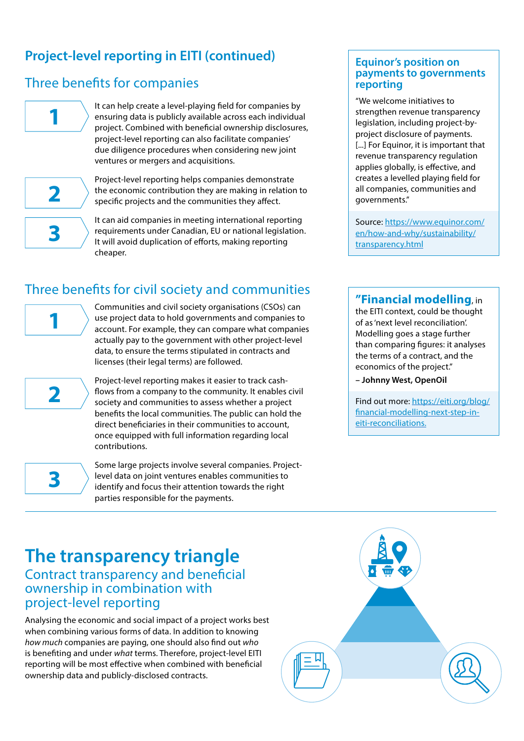## Project-level reporting in EITI (continued)

### Three benefits for companies

**1** It can help create a level-playing field for companies by ensuring data is publicly available across each individual project. Combined with beneficial ownership disclosures, project-level reporting can also facilitate companies' due diligence procedures when considering new joint ventures or mergers and acquisitions.

**2** Project-level reporting helps companies demonstrate the economic contribution they are making in relation to specific projects and the communities they affect.

**3** It can aid companies in meeting international reporting requirements under Canadian, EU or national legislation. It will avoid duplication of efforts, making reporting cheaper.

### Three benefits for civil society and communities

**1** Communities and civil society organisations (CSOs) can use project data to hold governments and companies to account. For example, they can compare what companies actually pay to the government with other project-level data, to ensure the terms stipulated in contracts and licenses (their legal terms) are followed.

**2** Project-level reporting makes it easier to track cash-flows from a company to the community. It enables civil society and communities to assess whether a project benefits the local communities. The public can hold the direct beneficiaries in their communities to account, once equipped with full information regarding local contributions.

**3** Some large projects involve several companies. Project-level data on joint ventures enables communities to identify and focus their attention towards the right parties responsible for the payments.

### Equinor's position on payments to governments reporting

"We welcome initiatives to strengthen revenue transparency legislation, including project-by-project disclosure of payments. [...] For Equinor, it is important that revenue transparency regulation applies globally, is effective, and creates a levelled playing field for all companies, communities and governments."

Source: https://www.equinor.com/en/how-and-why/sustainability/transparency.html

**"Financial modelling**, in the EITI context, could be thought of as 'next level reconciliation'. Modelling goes a stage further than comparing figures: it analyses the terms of a contract, and the economics of the project."

**– Johnny West, OpenOil**

Find out more: https://eiti.org/blog/financial-modelling-next-step-in-eiti-reconciliations.

# The transparency triangle

### Contract transparency and beneficial ownership in combination with project-level reporting

Analysing the economic and social impact of a project works best when combining various forms of data. In addition to knowing *how much* companies are paying, one should also find out *who* is benefiting and under *what* terms. Therefore, project-level EITI reporting will be most effective when combined with beneficial ownership data and publicly-disclosed contracts.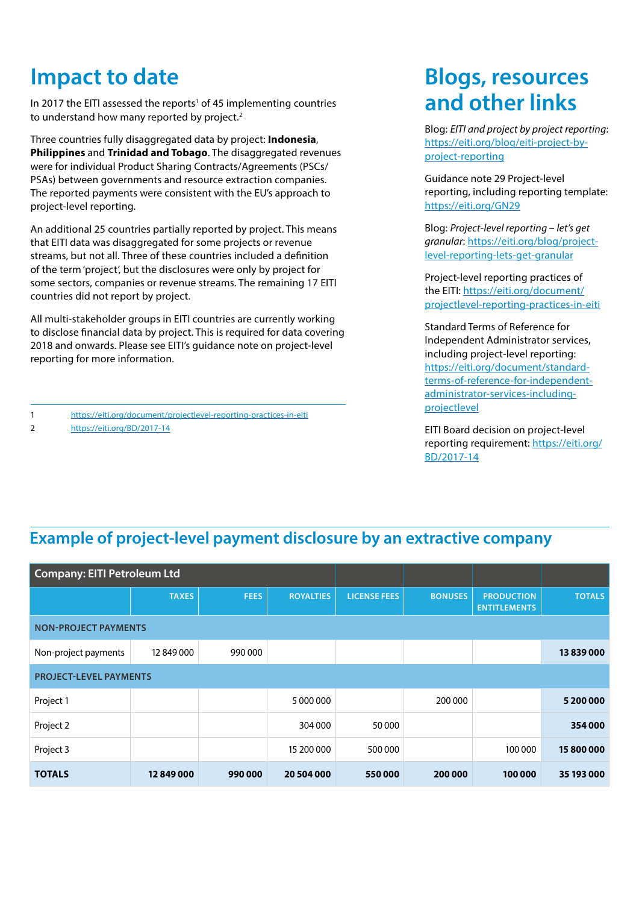# Impact to date

In 2017 the EITI assessed the reports[1] of 45 implementing countries to understand how many reported by project.[2]

Three countries fully disaggregated data by project: **Indonesia**, **Philippines** and **Trinidad and Tobago**. The disaggregated revenues were for individual Product Sharing Contracts/Agreements (PSCs/PSAs) between governments and resource extraction companies. The reported payments were consistent with the EU's approach to project-level reporting.

An additional 25 countries partially reported by project. This means that EITI data was disaggregated for some projects or revenue streams, but not all. Three of these countries included a definition of the term 'project', but the disclosures were only by project for some sectors, companies or revenue streams. The remaining 17 EITI countries did not report by project.

All multi-stakeholder groups in EITI countries are currently working to disclose financial data by project. This is required for data covering 2018 and onwards. Please see EITI's guidance note on project-level reporting for more information.

1 https://eiti.org/document/projectlevel-reporting-practices-in-eiti

2 https://eiti.org/BD/2017-14

# Blogs, resources and other links

Blog: *EITI and project by project reporting*: https://eiti.org/blog/eiti-project-by-project-reporting

Guidance note 29 Project-level reporting, including reporting template: https://eiti.org/GN29

Blog: *Project-level reporting – let's get granular*: https://eiti.org/blog/project-level-reporting-lets-get-granular

Project-level reporting practices of the EITI: https://eiti.org/document/projectlevel-reporting-practices-in-eiti

Standard Terms of Reference for Independent Administrator services, including project-level reporting: https://eiti.org/document/standard-terms-of-reference-for-independent-administrator-services-including-projectlevel

EITI Board decision on project-level reporting requirement: https://eiti.org/BD/2017-14

## Example of project-level payment disclosure by an extractive company

| Company: EITI Petroleum Ltd | | | | | | | |
|---|---|---|---|---|---|---|---|
| | TAXES | FEES | ROYALTIES | LICENSE FEES | BONUSES | PRODUCTION ENTITLEMENTS | TOTALS |
| **NON-PROJECT PAYMENTS** | | | | | | | |
| Non-project payments | 12 849 000 | 990 000 | | | | | **13 839 000** |
| **PROJECT-LEVEL PAYMENTS** | | | | | | | |
| Project 1 | | | 5 000 000 | | 200 000 | | **5 200 000** |
| Project 2 | | | 304 000 | 50 000 | | | **354 000** |
| Project 3 | | | 15 200 000 | 500 000 | | 100 000 | **15 800 000** |
| **TOTALS** | **12 849 000** | **990 000** | **20 504 000** | **550 000** | **200 000** | **100 000** | **35 193 000** |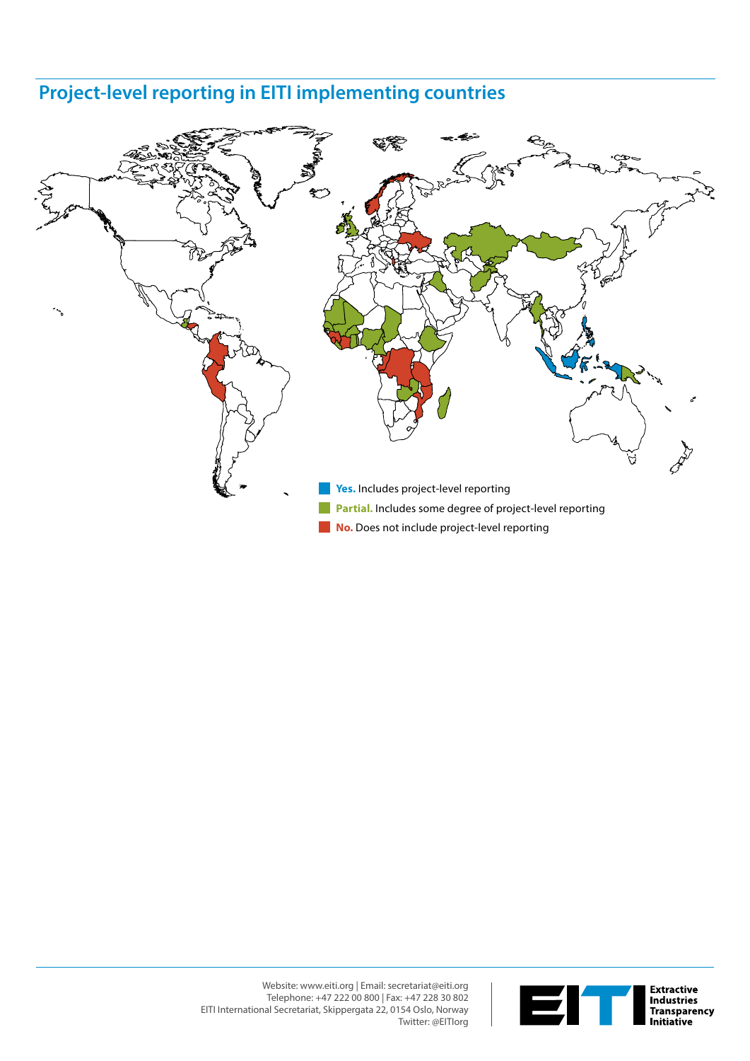## Project-level reporting in EITI implementing countries

**Yes.** Includes project-level reporting

**Partial.** Includes some degree of project-level reporting

**No.** Does not include project-level reporting

Website: www.eiti.org | Email: secretariat@eiti.org
Telephone: +47 222 00 800 | Fax: +47 228 30 802
EITI International Secretariat, Skippergata 22, 0154 Oslo, Norway
Twitter: @EITIorg

Extractive Industries Transparency Initiative